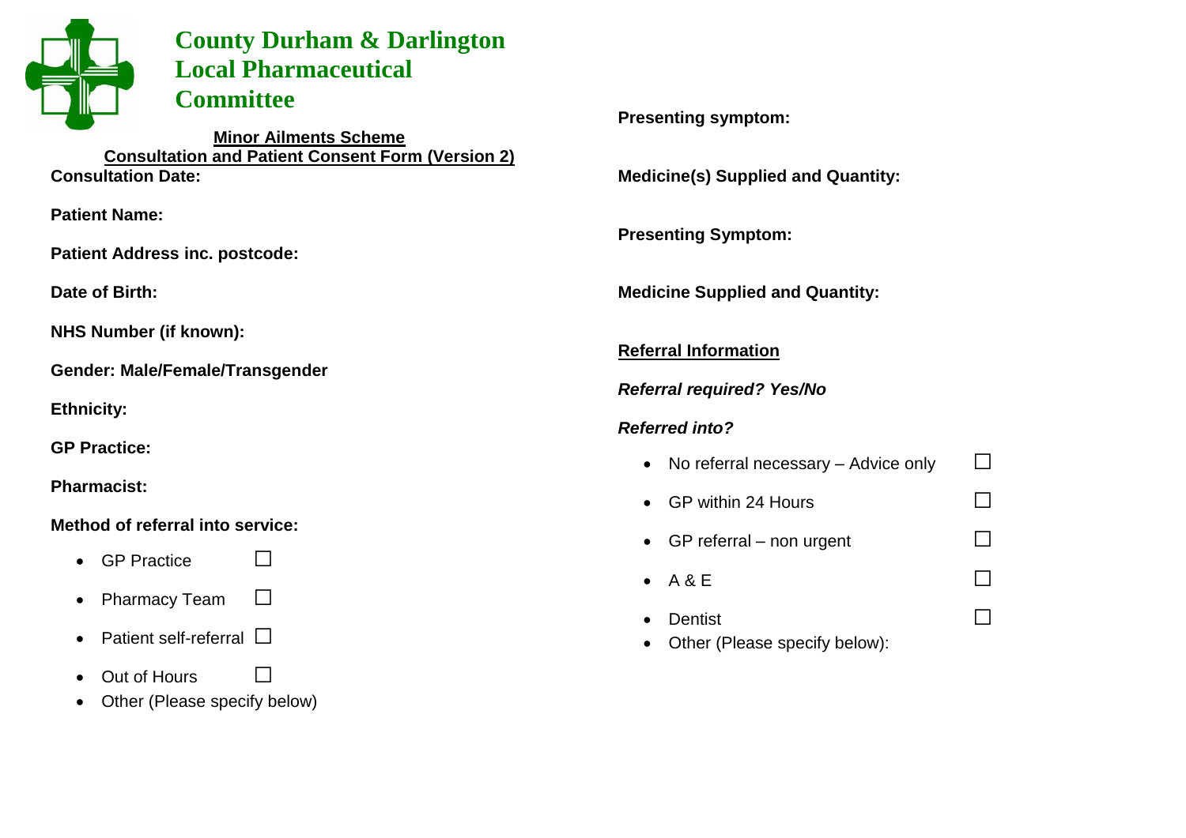# County Durham & Darlington Local Pharmaceutical Committee

## Minor Ailments Scheme

## Consultation and Patient Consent Form (Version 2)

**Consultation Date:**

**Patient Name:**

**Patient Address inc. postcode:**

**Date of Birth:**

**NHS Number (if known):**

**Gender: Male/Female/Transgender**

**Ethnicity:**

**GP Practice:**

**Pharmacist:**

**Method of referral into service:**

- GP Practice ☐
- Pharmacy Team ☐
- Patient self-referral ☐
- Out of Hours ☐
- Other (Please specify below)

**Presenting symptom:**

**Medicine(s) Supplied and Quantity:**

**Presenting Symptom:**

**Medicine Supplied and Quantity:**

**Referral Information**

***Referral required? Yes/No***

***Referred into?***

- No referral necessary – Advice only ☐
- GP within 24 Hours ☐
- GP referral – non urgent ☐
- A & E ☐
- Dentist ☐
- Other (Please specify below):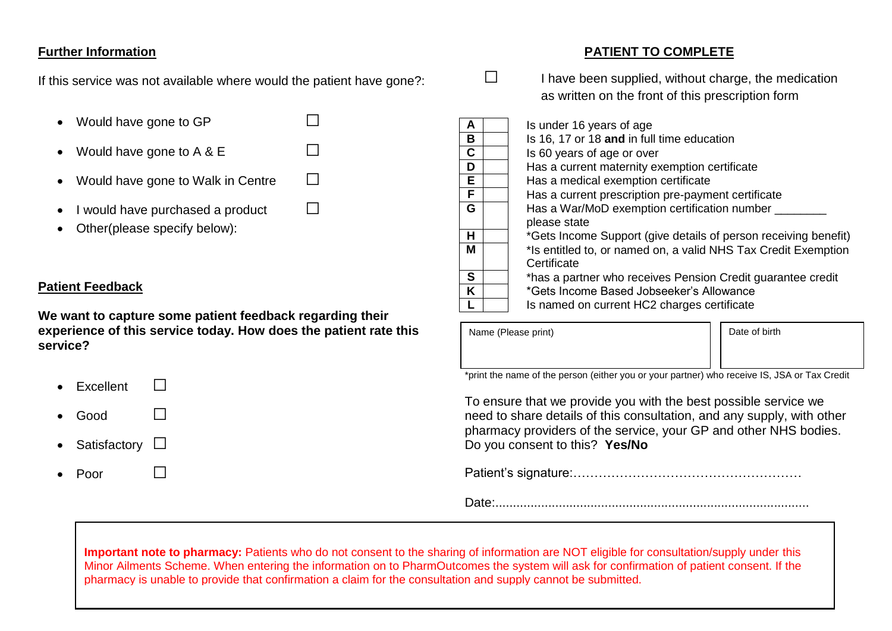## Further Information

If this service was not available where would the patient have gone?:

- Would have gone to GP ☐
- Would have gone to A & E ☐
- Would have gone to Walk in Centre ☐
- I would have purchased a product ☐
- Other(please specify below):

## Patient Feedback

**We want to capture some patient feedback regarding their experience of this service today. How does the patient rate this service?**

- Excellent ☐
- Good ☐
- Satisfactory ☐
- Poor ☐

## PATIENT TO COMPLETE

☐ I have been supplied, without charge, the medication as written on the front of this prescription form

| | | |
|---|---|---|
| **A** | | Is under 16 years of age |
| **B** | | Is 16, 17 or 18 **and** in full time education |
| **C** | | Is 60 years of age or over |
| **D** | | Has a current maternity exemption certificate |
| **E** | | Has a medical exemption certificate |
| **F** | | Has a current prescription pre-payment certificate |
| **G** | | Has a War/MoD exemption certification number ________ please state |
| **H** | | *Gets Income Support (give details of person receiving benefit) |
| **M** | | *Is entitled to, or named on, a valid NHS Tax Credit Exemption Certificate |
| **S** | | *has a partner who receives Pension Credit guarantee credit |
| **K** | | *Gets Income Based Jobseeker's Allowance |
| **L** | | Is named on current HC2 charges certificate |

| Name (Please print) | Date of birth |
|---|---|
| | |

*print the name of the person (either you or your partner) who receive IS, JSA or Tax Credit

To ensure that we provide you with the best possible service we need to share details of this consultation, and any supply, with other pharmacy providers of the service, your GP and other NHS bodies. Do you consent to this? **Yes/No**

Patient's signature:………………………………………………

Date:........................................................................................

**Important note to pharmacy:** Patients who do not consent to the sharing of information are NOT eligible for consultation/supply under this Minor Ailments Scheme. When entering the information on to PharmOutcomes the system will ask for confirmation of patient consent. If the pharmacy is unable to provide that confirmation a claim for the consultation and supply cannot be submitted.